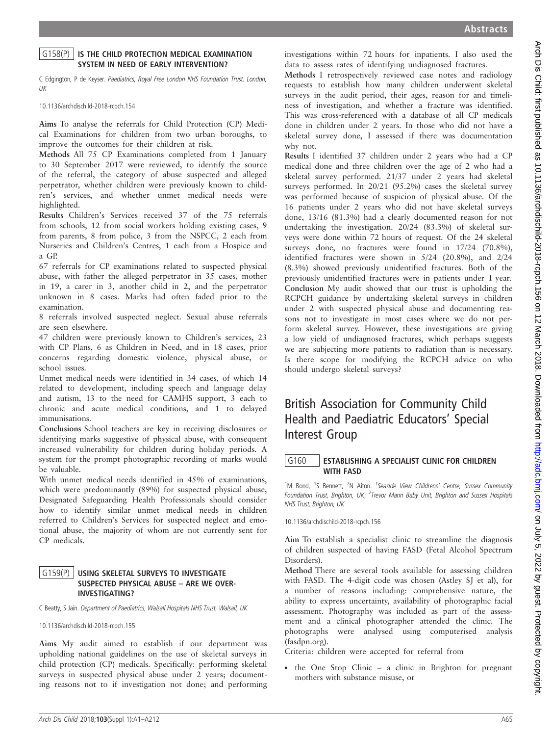### G158(P) IS THE CHILD PROTECTION MEDICAL EXAMINATION SYSTEM IN NEED OF EARLY INTERVENTION?

C Edgington, P de Keyser. *Paediatrics, Royal Free London NHS Foundation Trust, London, UK*

10.1136/archdischild-2018-rcpch.154

**Aims** To analyse the referrals for Child Protection (CP) Medical Examinations for children from two urban boroughs, to improve the outcomes for their children at risk.

**Methods** All 75 CP Examinations completed from 1 January to 30 September 2017 were reviewed, to identify the source of the referral, the category of abuse suspected and alleged perpetrator, whether children were previously known to children's services, and whether unmet medical needs were highlighted.

**Results** Children's Services received 37 of the 75 referrals from schools, 12 from social workers holding existing cases, 9 from parents, 8 from police, 3 from the NSPCC, 2 each from Nurseries and Children's Centres, 1 each from a Hospice and a GP.

67 referrals for CP examinations related to suspected physical abuse, with father the alleged perpetrator in 35 cases, mother in 19, a carer in 3, another child in 2, and the perpetrator unknown in 8 cases. Marks had often faded prior to the examination.

8 referrals involved suspected neglect. Sexual abuse referrals are seen elsewhere.

47 children were previously known to Children's services, 23 with CP Plans, 6 as Children in Need, and in 18 cases, prior concerns regarding domestic violence, physical abuse, or school issues.

Unmet medical needs were identified in 34 cases, of which 14 related to development, including speech and language delay and autism, 13 to the need for CAMHS support, 3 each to chronic and acute medical conditions, and 1 to delayed immunisations.

**Conclusions** School teachers are key in receiving disclosures or identifying marks suggestive of physical abuse, with consequent increased vulnerability for children during holiday periods. A system for the prompt photographic recording of marks would be valuable.

With unmet medical needs identified in 45% of examinations, which were predominantly (89%) for suspected physical abuse, Designated Safeguarding Health Professionals should consider how to identify similar unmet medical needs in children referred to Children's Services for suspected neglect and emotional abuse, the majority of whom are not currently sent for CP medicals.

### G159(P) USING SKELETAL SURVEYS TO INVESTIGATE SUSPECTED PHYSICAL ABUSE – ARE WE OVER-INVESTIGATING?

C Beatty, S Jain. *Department of Paediatrics, Walsall Hospitals NHS Trust, Walsall, UK*

10.1136/archdischild-2018-rcpch.155

**Aims** My audit aimed to establish if our department was upholding national guidelines on the use of skeletal surveys in child protection (CP) medicals. Specifically: performing skeletal surveys in suspected physical abuse under 2 years; documenting reasons not to if investigation not done; and performing investigations within 72 hours for inpatients. I also used the data to assess rates of identifying undiagnosed fractures.

**Methods** I retrospectively reviewed case notes and radiology requests to establish how many children underwent skeletal surveys in the audit period, their ages, reason for and timeliness of investigation, and whether a fracture was identified. This was cross-referenced with a database of all CP medicals done in children under 2 years. In those who did not have a skeletal survey done, I assessed if there was documentation why not.

**Results** I identified 37 children under 2 years who had a CP medical done and three children over the age of 2 who had a skeletal survey performed. 21/37 under 2 years had skeletal surveys performed. In 20/21 (95.2%) cases the skeletal survey was performed because of suspicion of physical abuse. Of the 16 patients under 2 years who did not have skeletal surveys done, 13/16 (81.3%) had a clearly documented reason for not undertaking the investigation. 20/24 (83.3%) of skeletal surveys were done within 72 hours of request. Of the 24 skeletal surveys done, no fractures were found in 17/24 (70.8%), identified fractures were shown in 5/24 (20.8%), and 2/24 (8.3%) showed previously unidentified fractures. Both of the previously unidentified fractures were in patients under 1 year.

**Conclusion** My audit showed that our trust is upholding the RCPCH guidance by undertaking skeletal surveys in children under 2 with suspected physical abuse and documenting reasons not to investigate in most cases where we do not perform skeletal survey. However, these investigations are giving a low yield of undiagnosed fractures, which perhaps suggests we are subjecting more patients to radiation than is necessary. Is there scope for modifying the RCPCH advice on who should undergo skeletal surveys?

## British Association for Community Child Health and Paediatric Educators' Special Interest Group

### G160 ESTABLISHING A SPECIALIST CLINIC FOR CHILDREN WITH FASD

[1]M Bond, [1]S Bennett, [2]N Aiton. [1]*Seaside View Childrens' Centre, Sussex Community Foundation Trust, Brighton, UK;* [2]*Trevor Mann Baby Unit, Brighton and Sussex Hospitals NHS Trust, Brighton, UK*

10.1136/archdischild-2018-rcpch.156

**Aim** To establish a specialist clinic to streamline the diagnosis of children suspected of having FASD (Fetal Alcohol Spectrum Disorders).

**Method** There are several tools available for assessing children with FASD. The 4-digit code was chosen (Astley SJ et al), for a number of reasons including: comprehensive nature, the ability to express uncertainty, availability of photographic facial assessment. Photography was included as part of the assessment and a clinical photographer attended the clinic. The photographs were analysed using computerised analysis (fasdpn.org).

Criteria: children were accepted for referral from

- the One Stop Clinic – a clinic in Brighton for pregnant mothers with substance misuse, or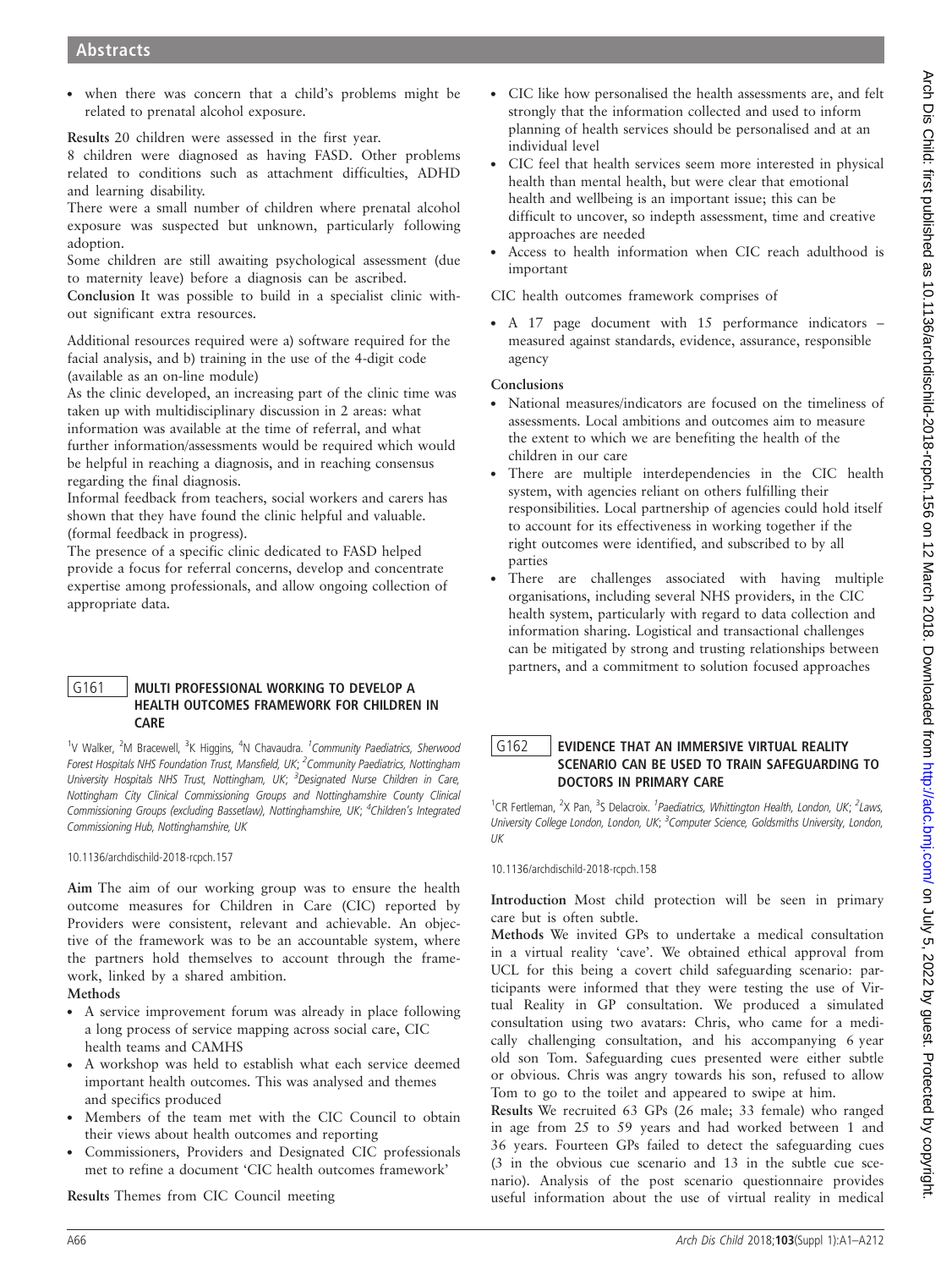- when there was concern that a child's problems might be related to prenatal alcohol exposure.

**Results** 20 children were assessed in the first year.

8 children were diagnosed as having FASD. Other problems related to conditions such as attachment difficulties, ADHD and learning disability.

There were a small number of children where prenatal alcohol exposure was suspected but unknown, particularly following adoption.

Some children are still awaiting psychological assessment (due to maternity leave) before a diagnosis can be ascribed.

**Conclusion** It was possible to build in a specialist clinic without significant extra resources.

Additional resources required were a) software required for the facial analysis, and b) training in the use of the 4-digit code (available as an on-line module)

As the clinic developed, an increasing part of the clinic time was taken up with multidisciplinary discussion in 2 areas: what information was available at the time of referral, and what further information/assessments would be required which would be helpful in reaching a diagnosis, and in reaching consensus regarding the final diagnosis.

Informal feedback from teachers, social workers and carers has shown that they have found the clinic helpful and valuable. (formal feedback in progress).

The presence of a specific clinic dedicated to FASD helped provide a focus for referral concerns, develop and concentrate expertise among professionals, and allow ongoing collection of appropriate data.

## G161 MULTI PROFESSIONAL WORKING TO DEVELOP A HEALTH OUTCOMES FRAMEWORK FOR CHILDREN IN CARE

[1]V Walker, [2]M Bracewell, [3]K Higgins, [4]N Chavaudra. [1]*Community Paediatrics, Sherwood Forest Hospitals NHS Foundation Trust, Mansfield, UK;* [2]*Community Paediatrics, Nottingham University Hospitals NHS Trust, Nottingham, UK;* [3]*Designated Nurse Children in Care, Nottingham City Clinical Commissioning Groups and Nottinghamshire County Clinical Commissioning Groups (excluding Bassetlaw), Nottinghamshire, UK;* [4]*Children's Integrated Commissioning Hub, Nottinghamshire, UK*

10.1136/archdischild-2018-rcpch.157

**Aim** The aim of our working group was to ensure the health outcome measures for Children in Care (CIC) reported by Providers were consistent, relevant and achievable. An objective of the framework was to be an accountable system, where the partners hold themselves to account through the framework, linked by a shared ambition.

**Methods**

- A service improvement forum was already in place following a long process of service mapping across social care, CIC health teams and CAMHS
- A workshop was held to establish what each service deemed important health outcomes. This was analysed and themes and specifics produced
- Members of the team met with the CIC Council to obtain their views about health outcomes and reporting
- Commissioners, Providers and Designated CIC professionals met to refine a document 'CIC health outcomes framework'

**Results** Themes from CIC Council meeting

- CIC like how personalised the health assessments are, and felt strongly that the information collected and used to inform planning of health services should be personalised and at an individual level
- CIC feel that health services seem more interested in physical health than mental health, but were clear that emotional health and wellbeing is an important issue; this can be difficult to uncover, so indepth assessment, time and creative approaches are needed
- Access to health information when CIC reach adulthood is important

CIC health outcomes framework comprises of

- A 17 page document with 15 performance indicators – measured against standards, evidence, assurance, responsible agency

**Conclusions**

- National measures/indicators are focused on the timeliness of assessments. Local ambitions and outcomes aim to measure the extent to which we are benefiting the health of the children in our care
- There are multiple interdependencies in the CIC health system, with agencies reliant on others fulfilling their responsibilities. Local partnership of agencies could hold itself to account for its effectiveness in working together if the right outcomes were identified, and subscribed to by all parties
- There are challenges associated with having multiple organisations, including several NHS providers, in the CIC health system, particularly with regard to data collection and information sharing. Logistical and transactional challenges can be mitigated by strong and trusting relationships between partners, and a commitment to solution focused approaches

## G162 EVIDENCE THAT AN IMMERSIVE VIRTUAL REALITY SCENARIO CAN BE USED TO TRAIN SAFEGUARDING TO DOCTORS IN PRIMARY CARE

[1]CR Fertleman, [2]X Pan, [3]S Delacroix. [1]*Paediatrics, Whittington Health, London, UK;* [2]*Laws, University College London, London, UK;* [3]*Computer Science, Goldsmiths University, London, UK*

10.1136/archdischild-2018-rcpch.158

**Introduction** Most child protection will be seen in primary care but is often subtle.

**Methods** We invited GPs to undertake a medical consultation in a virtual reality 'cave'. We obtained ethical approval from UCL for this being a covert child safeguarding scenario: participants were informed that they were testing the use of Virtual Reality in GP consultation. We produced a simulated consultation using two avatars: Chris, who came for a medically challenging consultation, and his accompanying 6 year old son Tom. Safeguarding cues presented were either subtle or obvious. Chris was angry towards his son, refused to allow Tom to go to the toilet and appeared to swipe at him.

**Results** We recruited 63 GPs (26 male; 33 female) who ranged in age from 25 to 59 years and had worked between 1 and 36 years. Fourteen GPs failed to detect the safeguarding cues (3 in the obvious cue scenario and 13 in the subtle cue scenario). Analysis of the post scenario questionnaire provides useful information about the use of virtual reality in medical